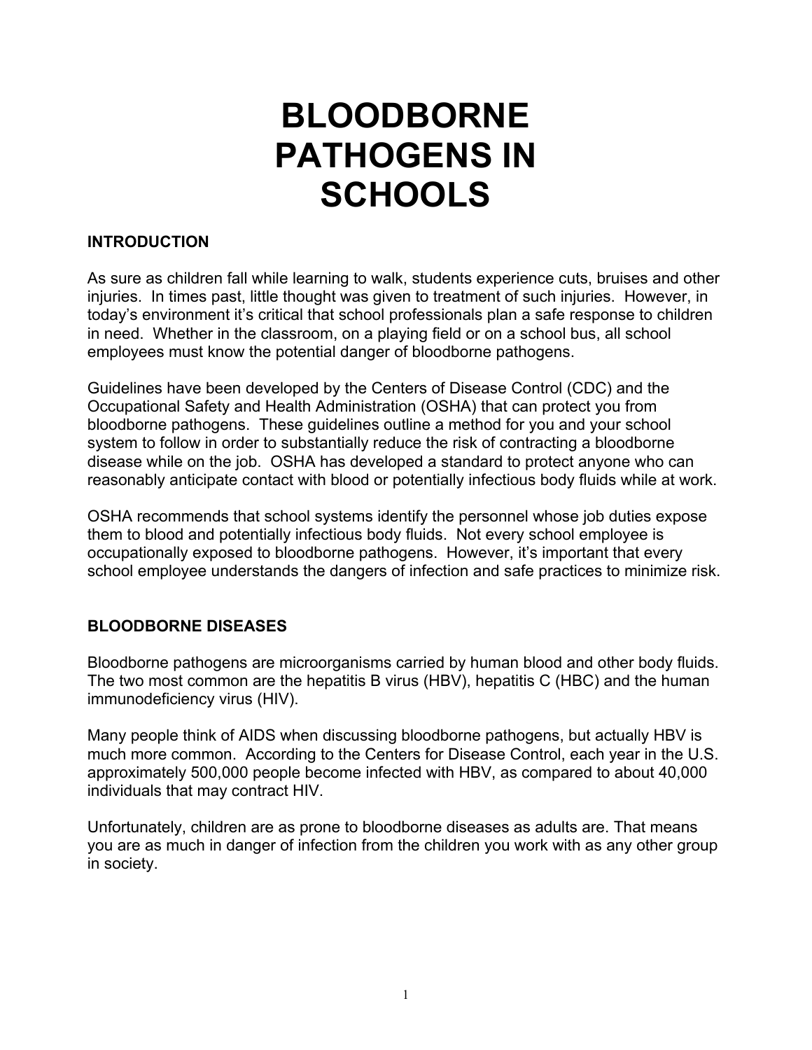# BLOODBORNE PATHOGENS IN SCHOOLS

## INTRODUCTION

As sure as children fall while learning to walk, students experience cuts, bruises and other injuries. In times past, little thought was given to treatment of such injuries. However, in today's environment it's critical that school professionals plan a safe response to children in need. Whether in the classroom, on a playing field or on a school bus, all school employees must know the potential danger of bloodborne pathogens.

Guidelines have been developed by the Centers of Disease Control (CDC) and the Occupational Safety and Health Administration (OSHA) that can protect you from bloodborne pathogens. These guidelines outline a method for you and your school system to follow in order to substantially reduce the risk of contracting a bloodborne disease while on the job. OSHA has developed a standard to protect anyone who can reasonably anticipate contact with blood or potentially infectious body fluids while at work.

OSHA recommends that school systems identify the personnel whose job duties expose them to blood and potentially infectious body fluids. Not every school employee is occupationally exposed to bloodborne pathogens. However, it's important that every school employee understands the dangers of infection and safe practices to minimize risk.

## BLOODBORNE DISEASES

Bloodborne pathogens are microorganisms carried by human blood and other body fluids. The two most common are the hepatitis B virus (HBV), hepatitis C (HBC) and the human immunodeficiency virus (HIV).

Many people think of AIDS when discussing bloodborne pathogens, but actually HBV is much more common. According to the Centers for Disease Control, each year in the U.S. approximately 500,000 people become infected with HBV, as compared to about 40,000 individuals that may contract HIV.

Unfortunately, children are as prone to bloodborne diseases as adults are. That means you are as much in danger of infection from the children you work with as any other group in society.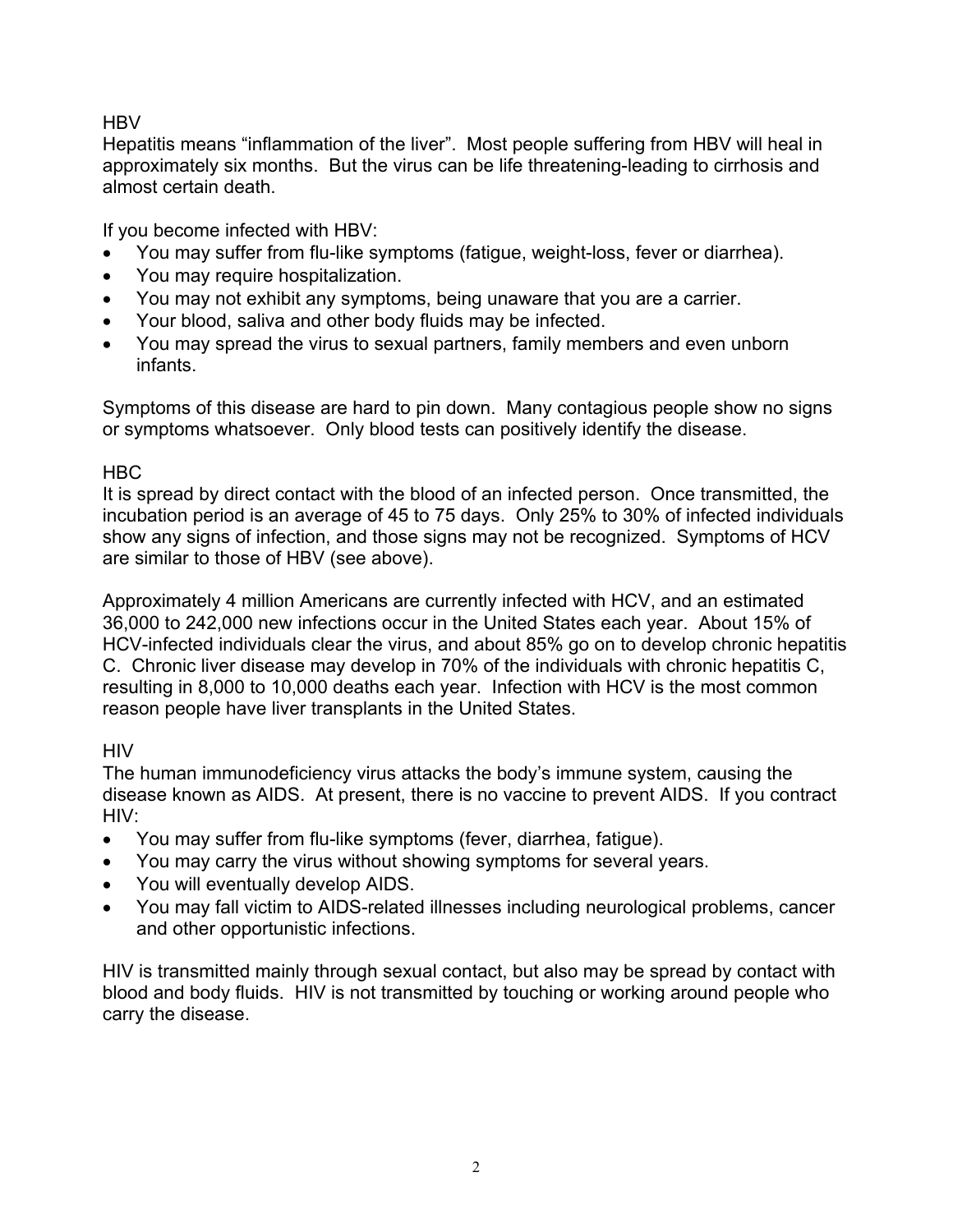## HBV

Hepatitis means "inflammation of the liver". Most people suffering from HBV will heal in approximately six months. But the virus can be life threatening-leading to cirrhosis and almost certain death.

If you become infected with HBV:

- You may suffer from flu-like symptoms (fatigue, weight-loss, fever or diarrhea).
- You may require hospitalization.
- You may not exhibit any symptoms, being unaware that you are a carrier.
- Your blood, saliva and other body fluids may be infected.
- You may spread the virus to sexual partners, family members and even unborn infants.

Symptoms of this disease are hard to pin down. Many contagious people show no signs or symptoms whatsoever. Only blood tests can positively identify the disease.

## HBC

It is spread by direct contact with the blood of an infected person. Once transmitted, the incubation period is an average of 45 to 75 days. Only 25% to 30% of infected individuals show any signs of infection, and those signs may not be recognized. Symptoms of HCV are similar to those of HBV (see above).

Approximately 4 million Americans are currently infected with HCV, and an estimated 36,000 to 242,000 new infections occur in the United States each year. About 15% of HCV-infected individuals clear the virus, and about 85% go on to develop chronic hepatitis C. Chronic liver disease may develop in 70% of the individuals with chronic hepatitis C, resulting in 8,000 to 10,000 deaths each year. Infection with HCV is the most common reason people have liver transplants in the United States.

## HIV

The human immunodeficiency virus attacks the body's immune system, causing the disease known as AIDS. At present, there is no vaccine to prevent AIDS. If you contract HIV:

- You may suffer from flu-like symptoms (fever, diarrhea, fatigue).
- You may carry the virus without showing symptoms for several years.
- You will eventually develop AIDS.
- You may fall victim to AIDS-related illnesses including neurological problems, cancer and other opportunistic infections.

HIV is transmitted mainly through sexual contact, but also may be spread by contact with blood and body fluids. HIV is not transmitted by touching or working around people who carry the disease.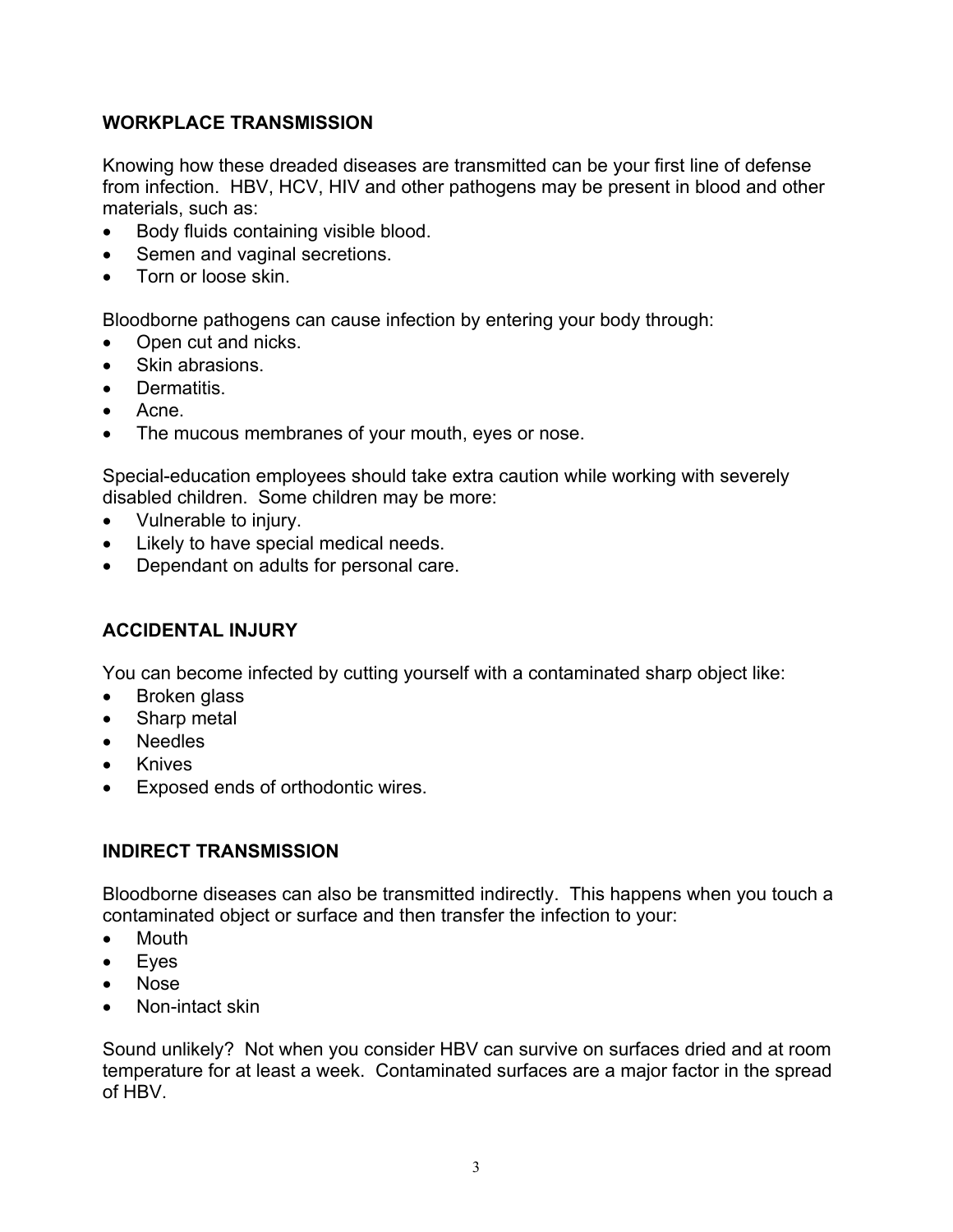## WORKPLACE TRANSMISSION

Knowing how these dreaded diseases are transmitted can be your first line of defense from infection. HBV, HCV, HIV and other pathogens may be present in blood and other materials, such as:

- Body fluids containing visible blood.
- Semen and vaginal secretions.
- Torn or loose skin.

Bloodborne pathogens can cause infection by entering your body through:

- Open cut and nicks.
- Skin abrasions.
- Dermatitis.
- Acne.
- The mucous membranes of your mouth, eyes or nose.

Special-education employees should take extra caution while working with severely disabled children. Some children may be more:

- Vulnerable to injury.
- Likely to have special medical needs.
- Dependant on adults for personal care.

## ACCIDENTAL INJURY

You can become infected by cutting yourself with a contaminated sharp object like:

- Broken glass
- Sharp metal
- Needles
- Knives
- Exposed ends of orthodontic wires.

## INDIRECT TRANSMISSION

Bloodborne diseases can also be transmitted indirectly. This happens when you touch a contaminated object or surface and then transfer the infection to your:

- Mouth
- Eyes
- Nose
- Non-intact skin

Sound unlikely? Not when you consider HBV can survive on surfaces dried and at room temperature for at least a week. Contaminated surfaces are a major factor in the spread of HBV.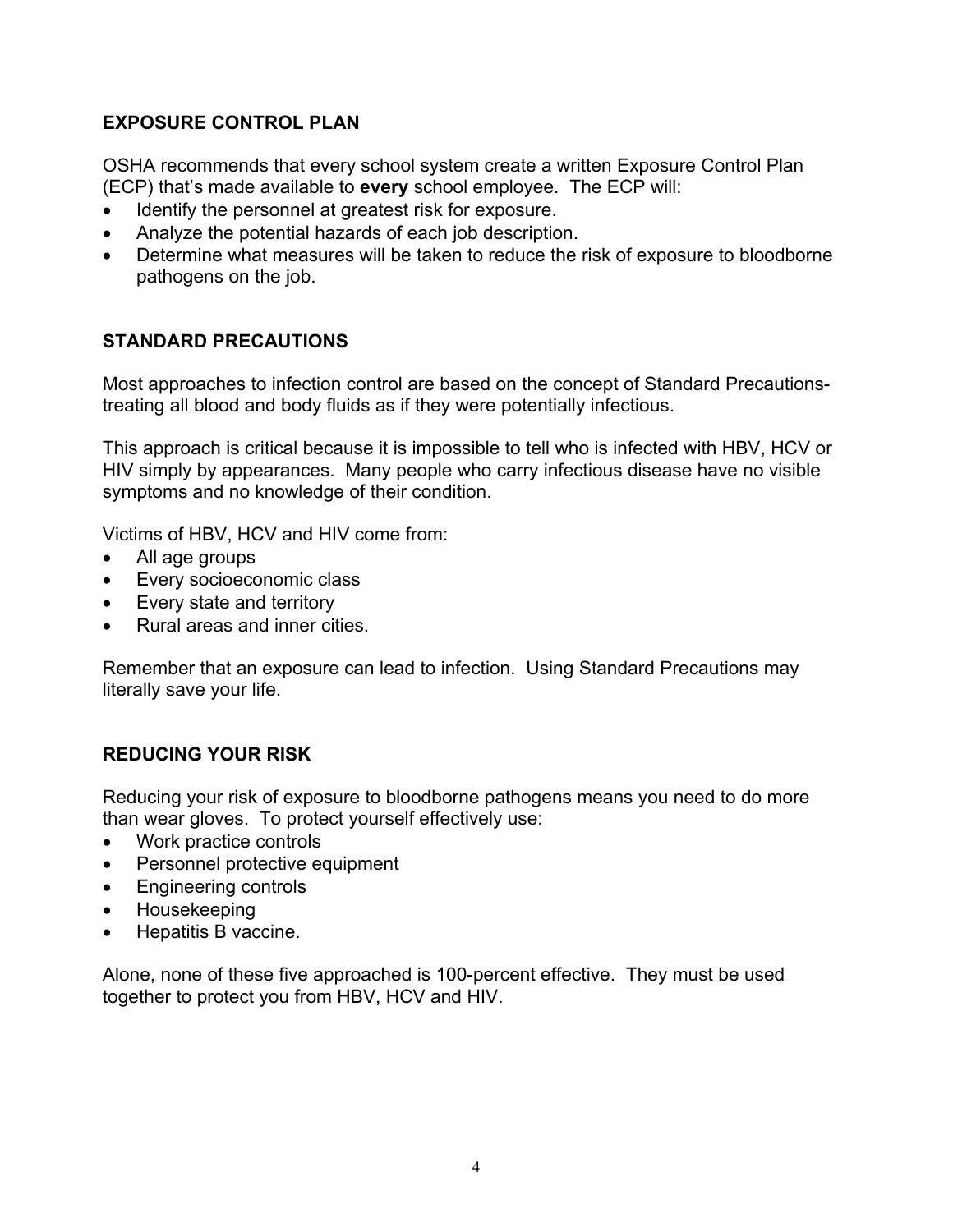## EXPOSURE CONTROL PLAN

OSHA recommends that every school system create a written Exposure Control Plan (ECP) that's made available to **every** school employee. The ECP will:

- Identify the personnel at greatest risk for exposure.
- Analyze the potential hazards of each job description.
- Determine what measures will be taken to reduce the risk of exposure to bloodborne pathogens on the job.

## STANDARD PRECAUTIONS

Most approaches to infection control are based on the concept of Standard Precautions-treating all blood and body fluids as if they were potentially infectious.

This approach is critical because it is impossible to tell who is infected with HBV, HCV or HIV simply by appearances. Many people who carry infectious disease have no visible symptoms and no knowledge of their condition.

Victims of HBV, HCV and HIV come from:

- All age groups
- Every socioeconomic class
- Every state and territory
- Rural areas and inner cities.

Remember that an exposure can lead to infection. Using Standard Precautions may literally save your life.

## REDUCING YOUR RISK

Reducing your risk of exposure to bloodborne pathogens means you need to do more than wear gloves. To protect yourself effectively use:

- Work practice controls
- Personnel protective equipment
- Engineering controls
- Housekeeping
- Hepatitis B vaccine.

Alone, none of these five approached is 100-percent effective. They must be used together to protect you from HBV, HCV and HIV.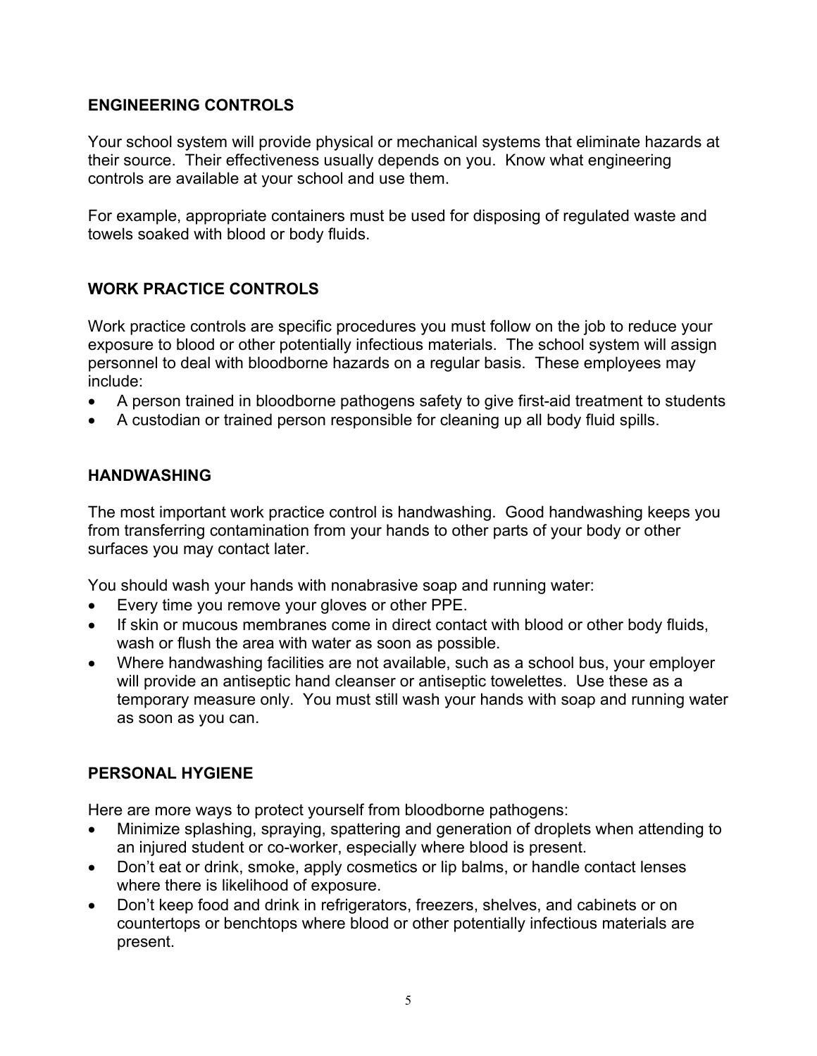## ENGINEERING CONTROLS

Your school system will provide physical or mechanical systems that eliminate hazards at their source. Their effectiveness usually depends on you. Know what engineering controls are available at your school and use them.

For example, appropriate containers must be used for disposing of regulated waste and towels soaked with blood or body fluids.

## WORK PRACTICE CONTROLS

Work practice controls are specific procedures you must follow on the job to reduce your exposure to blood or other potentially infectious materials. The school system will assign personnel to deal with bloodborne hazards on a regular basis. These employees may include:

- A person trained in bloodborne pathogens safety to give first-aid treatment to students
- A custodian or trained person responsible for cleaning up all body fluid spills.

## HANDWASHING

The most important work practice control is handwashing. Good handwashing keeps you from transferring contamination from your hands to other parts of your body or other surfaces you may contact later.

You should wash your hands with nonabrasive soap and running water:

- Every time you remove your gloves or other PPE.
- If skin or mucous membranes come in direct contact with blood or other body fluids, wash or flush the area with water as soon as possible.
- Where handwashing facilities are not available, such as a school bus, your employer will provide an antiseptic hand cleanser or antiseptic towelettes. Use these as a temporary measure only. You must still wash your hands with soap and running water as soon as you can.

## PERSONAL HYGIENE

Here are more ways to protect yourself from bloodborne pathogens:

- Minimize splashing, spraying, spattering and generation of droplets when attending to an injured student or co-worker, especially where blood is present.
- Don't eat or drink, smoke, apply cosmetics or lip balms, or handle contact lenses where there is likelihood of exposure.
- Don't keep food and drink in refrigerators, freezers, shelves, and cabinets or on countertops or benchtops where blood or other potentially infectious materials are present.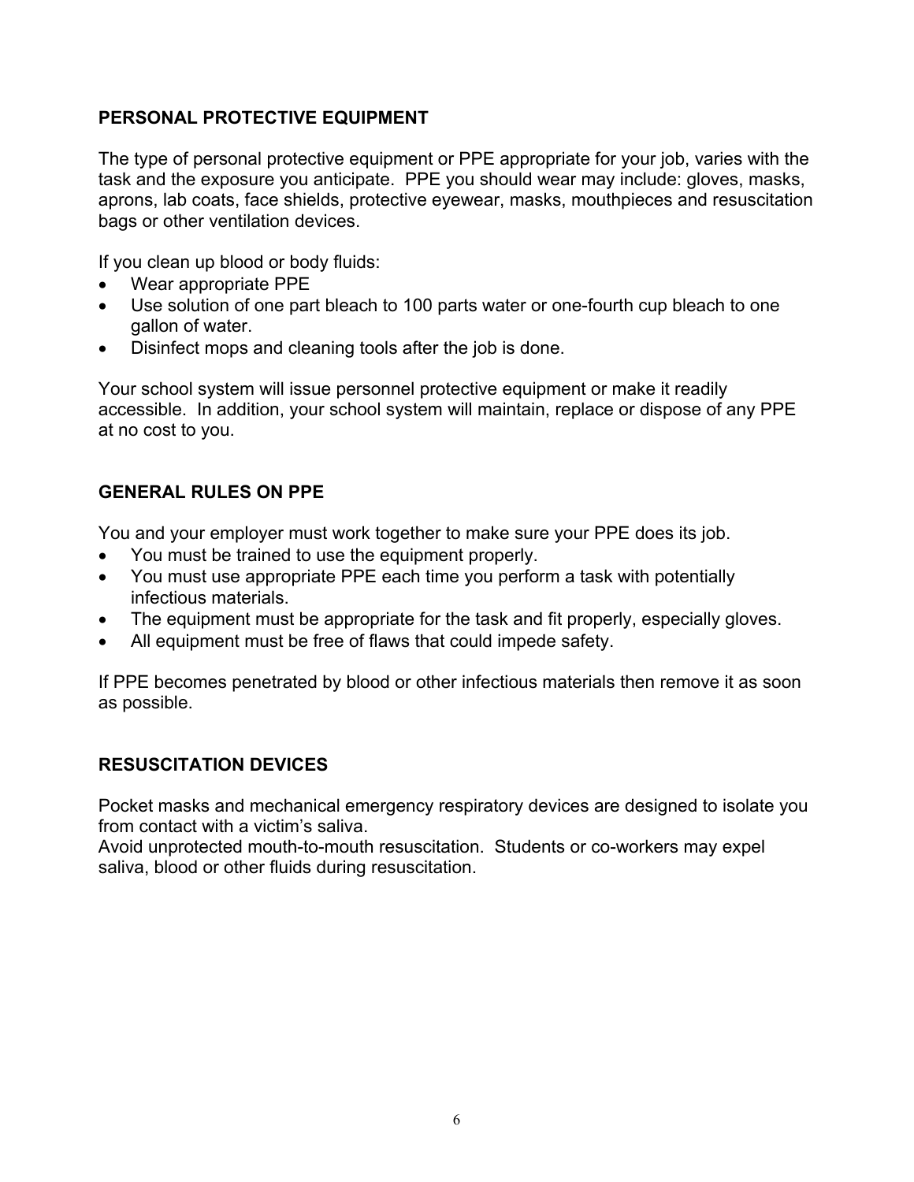## PERSONAL PROTECTIVE EQUIPMENT

The type of personal protective equipment or PPE appropriate for your job, varies with the task and the exposure you anticipate. PPE you should wear may include: gloves, masks, aprons, lab coats, face shields, protective eyewear, masks, mouthpieces and resuscitation bags or other ventilation devices.

If you clean up blood or body fluids:

- Wear appropriate PPE
- Use solution of one part bleach to 100 parts water or one-fourth cup bleach to one gallon of water.
- Disinfect mops and cleaning tools after the job is done.

Your school system will issue personnel protective equipment or make it readily accessible. In addition, your school system will maintain, replace or dispose of any PPE at no cost to you.

## GENERAL RULES ON PPE

You and your employer must work together to make sure your PPE does its job.

- You must be trained to use the equipment properly.
- You must use appropriate PPE each time you perform a task with potentially infectious materials.
- The equipment must be appropriate for the task and fit properly, especially gloves.
- All equipment must be free of flaws that could impede safety.

If PPE becomes penetrated by blood or other infectious materials then remove it as soon as possible.

## RESUSCITATION DEVICES

Pocket masks and mechanical emergency respiratory devices are designed to isolate you from contact with a victim's saliva.
Avoid unprotected mouth-to-mouth resuscitation. Students or co-workers may expel saliva, blood or other fluids during resuscitation.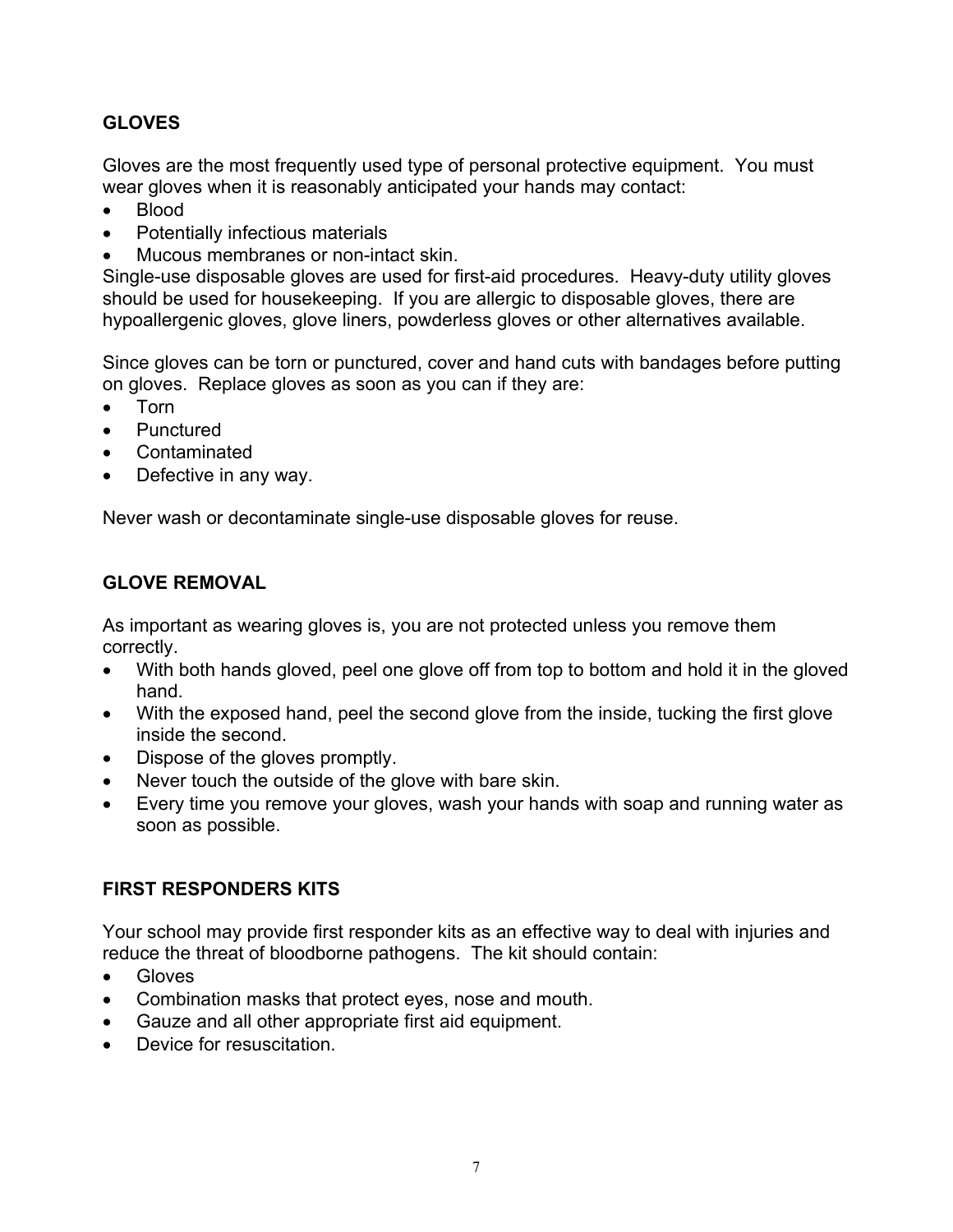## GLOVES

Gloves are the most frequently used type of personal protective equipment. You must wear gloves when it is reasonably anticipated your hands may contact:

- Blood
- Potentially infectious materials
- Mucous membranes or non-intact skin.

Single-use disposable gloves are used for first-aid procedures. Heavy-duty utility gloves should be used for housekeeping. If you are allergic to disposable gloves, there are hypoallergenic gloves, glove liners, powderless gloves or other alternatives available.

Since gloves can be torn or punctured, cover and hand cuts with bandages before putting on gloves. Replace gloves as soon as you can if they are:

- Torn
- Punctured
- Contaminated
- Defective in any way.

Never wash or decontaminate single-use disposable gloves for reuse.

## GLOVE REMOVAL

As important as wearing gloves is, you are not protected unless you remove them correctly.

- With both hands gloved, peel one glove off from top to bottom and hold it in the gloved hand.
- With the exposed hand, peel the second glove from the inside, tucking the first glove inside the second.
- Dispose of the gloves promptly.
- Never touch the outside of the glove with bare skin.
- Every time you remove your gloves, wash your hands with soap and running water as soon as possible.

## FIRST RESPONDERS KITS

Your school may provide first responder kits as an effective way to deal with injuries and reduce the threat of bloodborne pathogens. The kit should contain:

- Gloves
- Combination masks that protect eyes, nose and mouth.
- Gauze and all other appropriate first aid equipment.
- Device for resuscitation.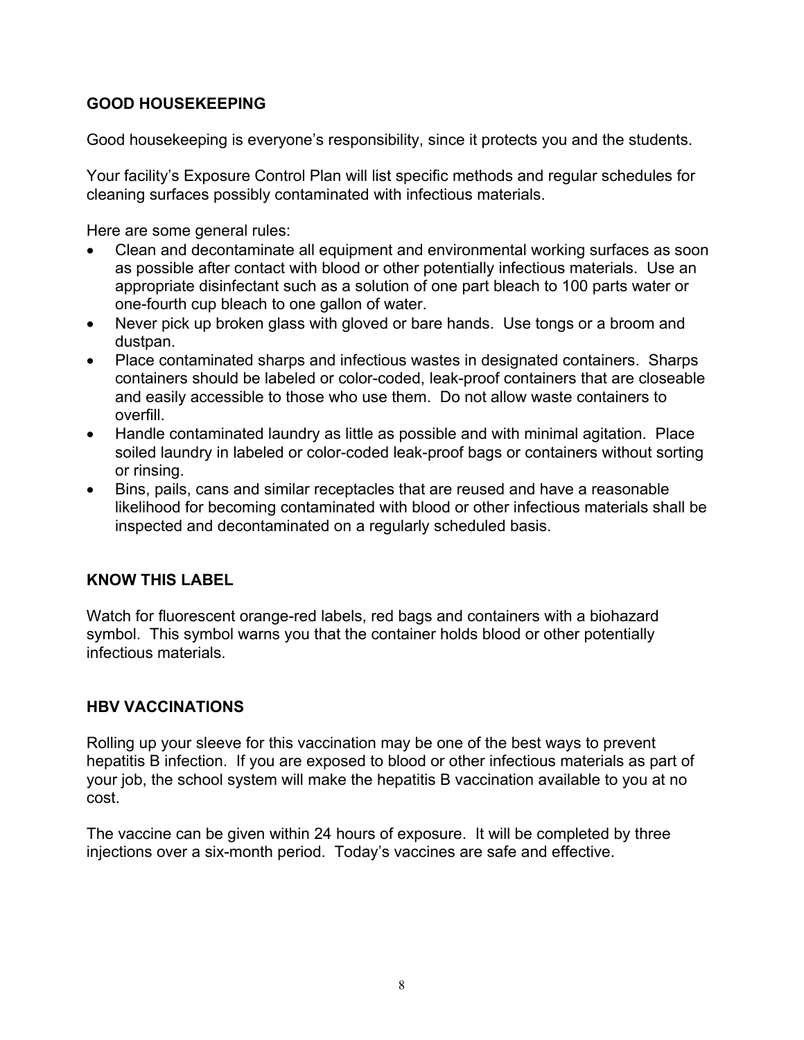## GOOD HOUSEKEEPING

Good housekeeping is everyone's responsibility, since it protects you and the students.

Your facility's Exposure Control Plan will list specific methods and regular schedules for cleaning surfaces possibly contaminated with infectious materials.

Here are some general rules:

- Clean and decontaminate all equipment and environmental working surfaces as soon as possible after contact with blood or other potentially infectious materials. Use an appropriate disinfectant such as a solution of one part bleach to 100 parts water or one-fourth cup bleach to one gallon of water.
- Never pick up broken glass with gloved or bare hands. Use tongs or a broom and dustpan.
- Place contaminated sharps and infectious wastes in designated containers. Sharps containers should be labeled or color-coded, leak-proof containers that are closeable and easily accessible to those who use them. Do not allow waste containers to overfill.
- Handle contaminated laundry as little as possible and with minimal agitation. Place soiled laundry in labeled or color-coded leak-proof bags or containers without sorting or rinsing.
- Bins, pails, cans and similar receptacles that are reused and have a reasonable likelihood for becoming contaminated with blood or other infectious materials shall be inspected and decontaminated on a regularly scheduled basis.

## KNOW THIS LABEL

Watch for fluorescent orange-red labels, red bags and containers with a biohazard symbol. This symbol warns you that the container holds blood or other potentially infectious materials.

## HBV VACCINATIONS

Rolling up your sleeve for this vaccination may be one of the best ways to prevent hepatitis B infection. If you are exposed to blood or other infectious materials as part of your job, the school system will make the hepatitis B vaccination available to you at no cost.

The vaccine can be given within 24 hours of exposure. It will be completed by three injections over a six-month period. Today's vaccines are safe and effective.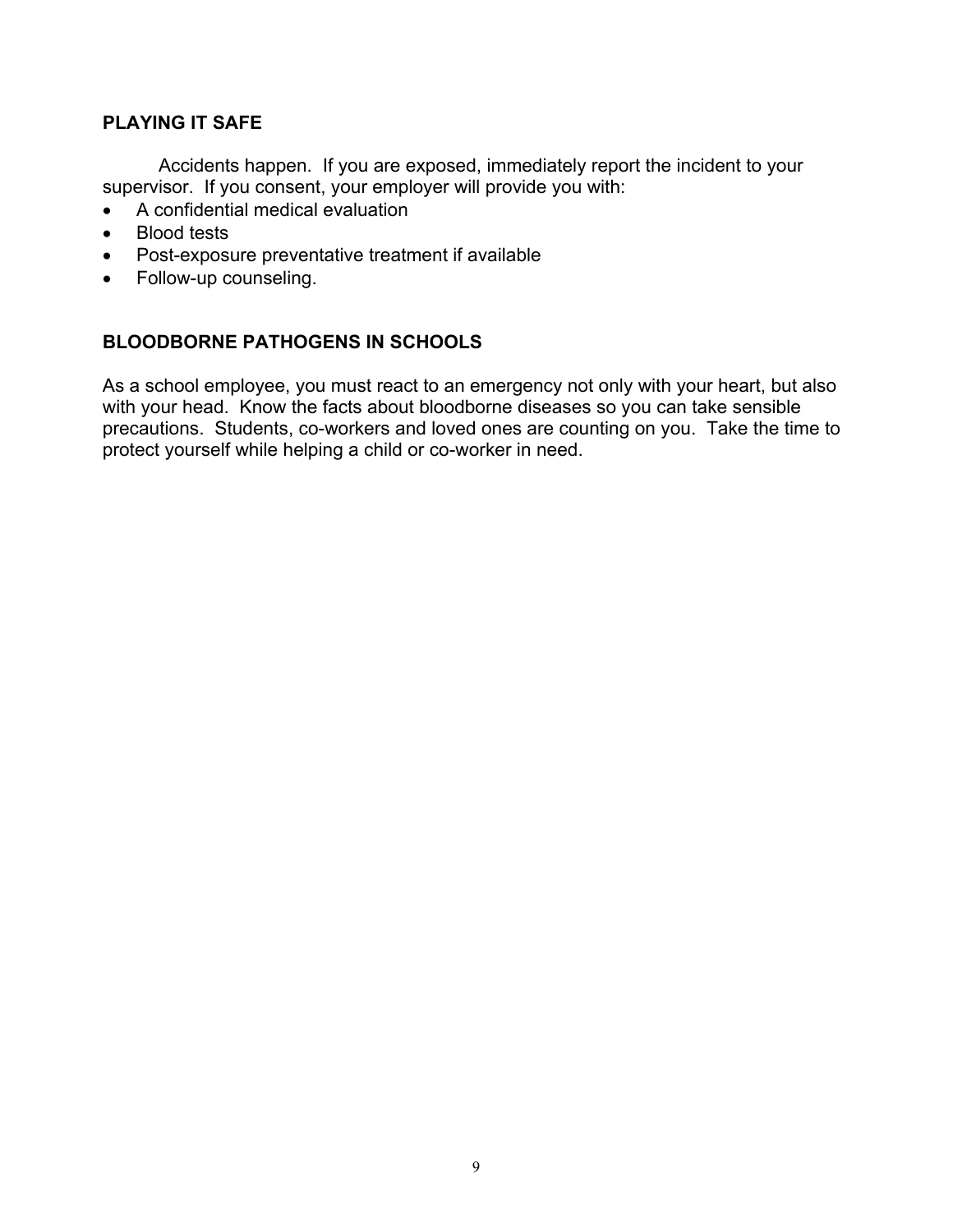## PLAYING IT SAFE

Accidents happen. If you are exposed, immediately report the incident to your supervisor. If you consent, your employer will provide you with:

- A confidential medical evaluation
- Blood tests
- Post-exposure preventative treatment if available
- Follow-up counseling.

## BLOODBORNE PATHOGENS IN SCHOOLS

As a school employee, you must react to an emergency not only with your heart, but also with your head. Know the facts about bloodborne diseases so you can take sensible precautions. Students, co-workers and loved ones are counting on you. Take the time to protect yourself while helping a child or co-worker in need.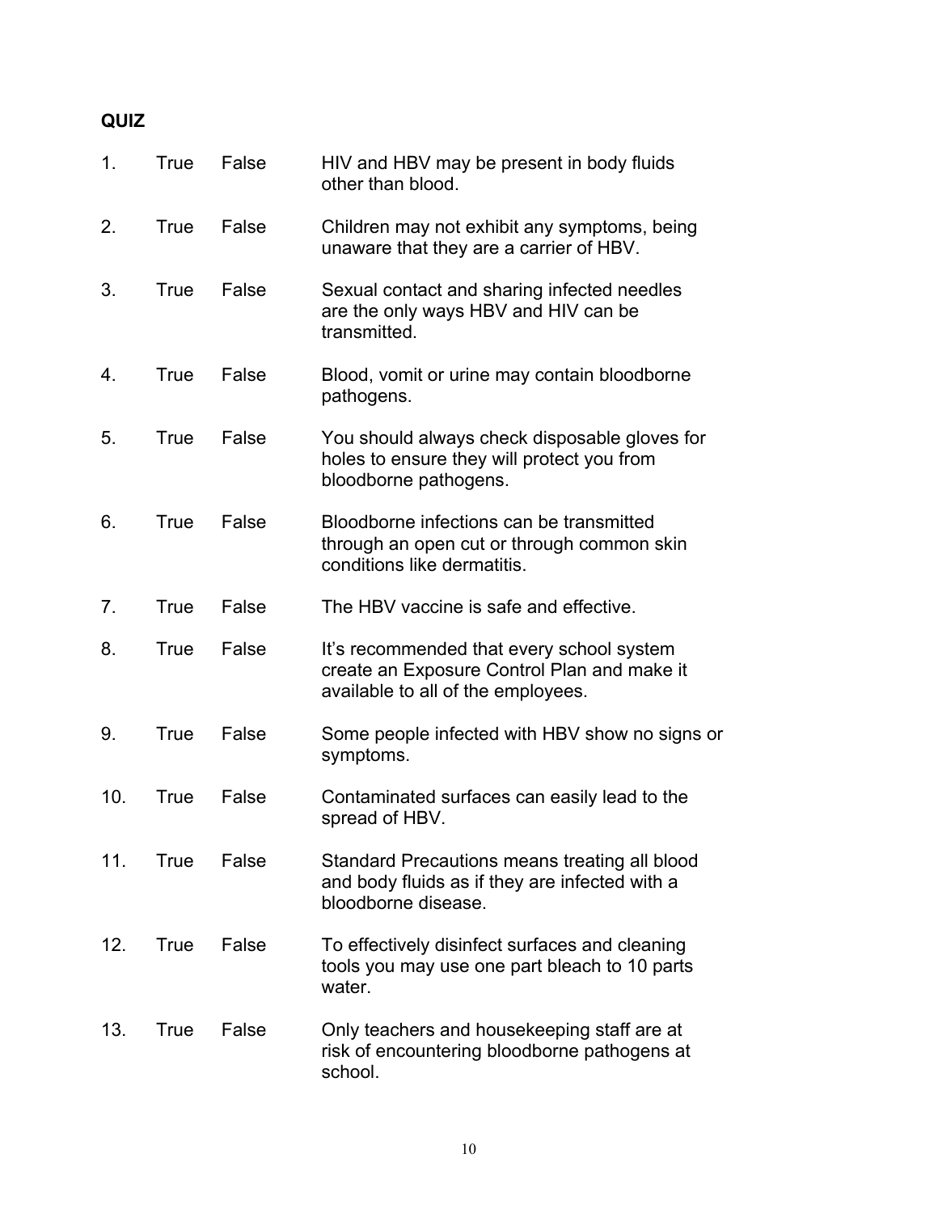**QUIZ**

1. True False HIV and HBV may be present in body fluids other than blood.

2. True False Children may not exhibit any symptoms, being unaware that they are a carrier of HBV.

3. True False Sexual contact and sharing infected needles are the only ways HBV and HIV can be transmitted.

4. True False Blood, vomit or urine may contain bloodborne pathogens.

5. True False You should always check disposable gloves for holes to ensure they will protect you from bloodborne pathogens.

6. True False Bloodborne infections can be transmitted through an open cut or through common skin conditions like dermatitis.

7. True False The HBV vaccine is safe and effective.

8. True False It's recommended that every school system create an Exposure Control Plan and make it available to all of the employees.

9. True False Some people infected with HBV show no signs or symptoms.

10. True False Contaminated surfaces can easily lead to the spread of HBV.

11. True False Standard Precautions means treating all blood and body fluids as if they are infected with a bloodborne disease.

12. True False To effectively disinfect surfaces and cleaning tools you may use one part bleach to 10 parts water.

13. True False Only teachers and housekeeping staff are at risk of encountering bloodborne pathogens at school.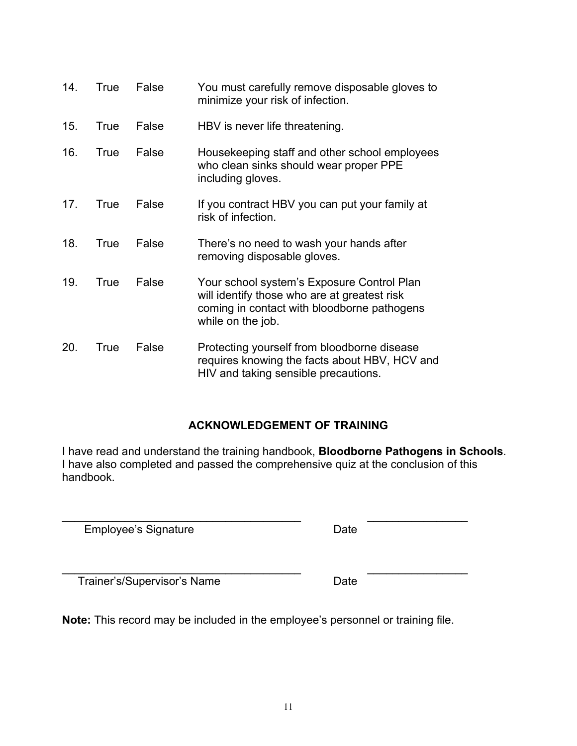14. True False You must carefully remove disposable gloves to minimize your risk of infection.

15. True False HBV is never life threatening.

16. True False Housekeeping staff and other school employees who clean sinks should wear proper PPE including gloves.

17. True False If you contract HBV you can put your family at risk of infection.

18. True False There's no need to wash your hands after removing disposable gloves.

19. True False Your school system's Exposure Control Plan will identify those who are at greatest risk coming in contact with bloodborne pathogens while on the job.

20. True False Protecting yourself from bloodborne disease requires knowing the facts about HBV, HCV and HIV and taking sensible precautions.

## ACKNOWLEDGEMENT OF TRAINING

I have read and understand the training handbook, **Bloodborne Pathogens in Schools**. I have also completed and passed the comprehensive quiz at the conclusion of this handbook.

_______________________________________ ________________
Employee's Signature Date

_______________________________________ ________________
Trainer's/Supervisor's Name Date

**Note:** This record may be included in the employee's personnel or training file.